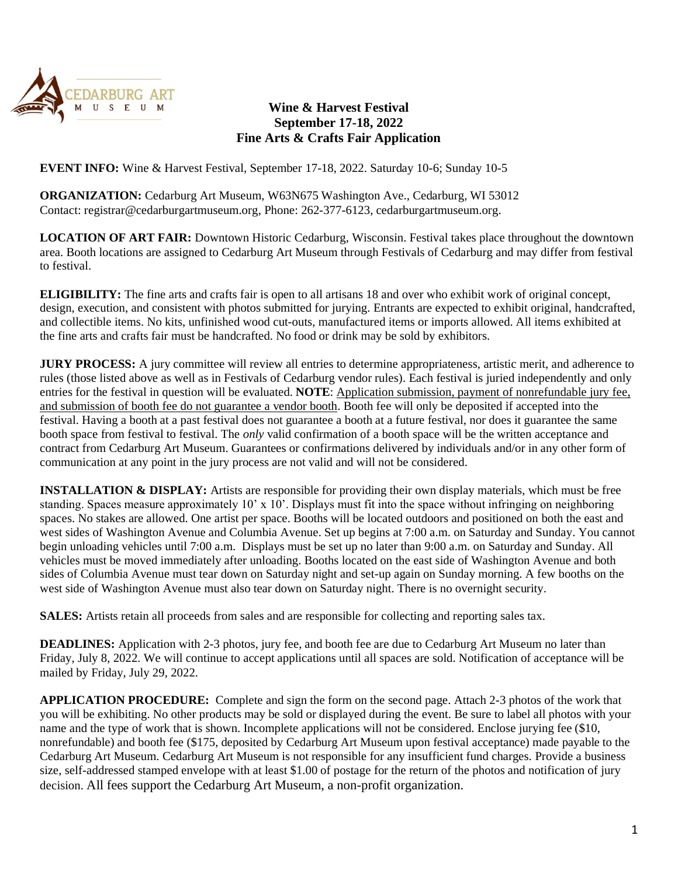# Wine & Harvest Festival
## September 17-18, 2022
## Fine Arts & Crafts Fair Application

**EVENT INFO:** Wine & Harvest Festival, September 17-18, 2022. Saturday 10-6; Sunday 10-5

**ORGANIZATION:** Cedarburg Art Museum, W63N675 Washington Ave., Cedarburg, WI 53012
Contact: registrar@cedarburgartmuseum.org, Phone: 262-377-6123, cedarburgartmuseum.org.

**LOCATION OF ART FAIR:** Downtown Historic Cedarburg, Wisconsin. Festival takes place throughout the downtown area. Booth locations are assigned to Cedarburg Art Museum through Festivals of Cedarburg and may differ from festival to festival.

**ELIGIBILITY:** The fine arts and crafts fair is open to all artisans 18 and over who exhibit work of original concept, design, execution, and consistent with photos submitted for jurying. Entrants are expected to exhibit original, handcrafted, and collectible items. No kits, unfinished wood cut-outs, manufactured items or imports allowed. All items exhibited at the fine arts and crafts fair must be handcrafted. No food or drink may be sold by exhibitors.

**JURY PROCESS:** A jury committee will review all entries to determine appropriateness, artistic merit, and adherence to rules (those listed above as well as in Festivals of Cedarburg vendor rules). Each festival is juried independently and only entries for the festival in question will be evaluated. **NOTE**: Application submission, payment of nonrefundable jury fee, and submission of booth fee do not guarantee a vendor booth. Booth fee will only be deposited if accepted into the festival. Having a booth at a past festival does not guarantee a booth at a future festival, nor does it guarantee the same booth space from festival to festival. The *only* valid confirmation of a booth space will be the written acceptance and contract from Cedarburg Art Museum. Guarantees or confirmations delivered by individuals and/or in any other form of communication at any point in the jury process are not valid and will not be considered.

**INSTALLATION & DISPLAY:** Artists are responsible for providing their own display materials, which must be free standing. Spaces measure approximately 10' x 10'. Displays must fit into the space without infringing on neighboring spaces. No stakes are allowed. One artist per space. Booths will be located outdoors and positioned on both the east and west sides of Washington Avenue and Columbia Avenue. Set up begins at 7:00 a.m. on Saturday and Sunday. You cannot begin unloading vehicles until 7:00 a.m. Displays must be set up no later than 9:00 a.m. on Saturday and Sunday. All vehicles must be moved immediately after unloading. Booths located on the east side of Washington Avenue and both sides of Columbia Avenue must tear down on Saturday night and set-up again on Sunday morning. A few booths on the west side of Washington Avenue must also tear down on Saturday night. There is no overnight security.

**SALES:** Artists retain all proceeds from sales and are responsible for collecting and reporting sales tax.

**DEADLINES:** Application with 2-3 photos, jury fee, and booth fee are due to Cedarburg Art Museum no later than Friday, July 8, 2022. We will continue to accept applications until all spaces are sold. Notification of acceptance will be mailed by Friday, July 29, 2022.

**APPLICATION PROCEDURE:** Complete and sign the form on the second page. Attach 2-3 photos of the work that you will be exhibiting. No other products may be sold or displayed during the event. Be sure to label all photos with your name and the type of work that is shown. Incomplete applications will not be considered. Enclose jurying fee ($10, nonrefundable) and booth fee ($175, deposited by Cedarburg Art Museum upon festival acceptance) made payable to the Cedarburg Art Museum. Cedarburg Art Museum is not responsible for any insufficient fund charges. Provide a business size, self-addressed stamped envelope with at least $1.00 of postage for the return of the photos and notification of jury decision. All fees support the Cedarburg Art Museum, a non-profit organization.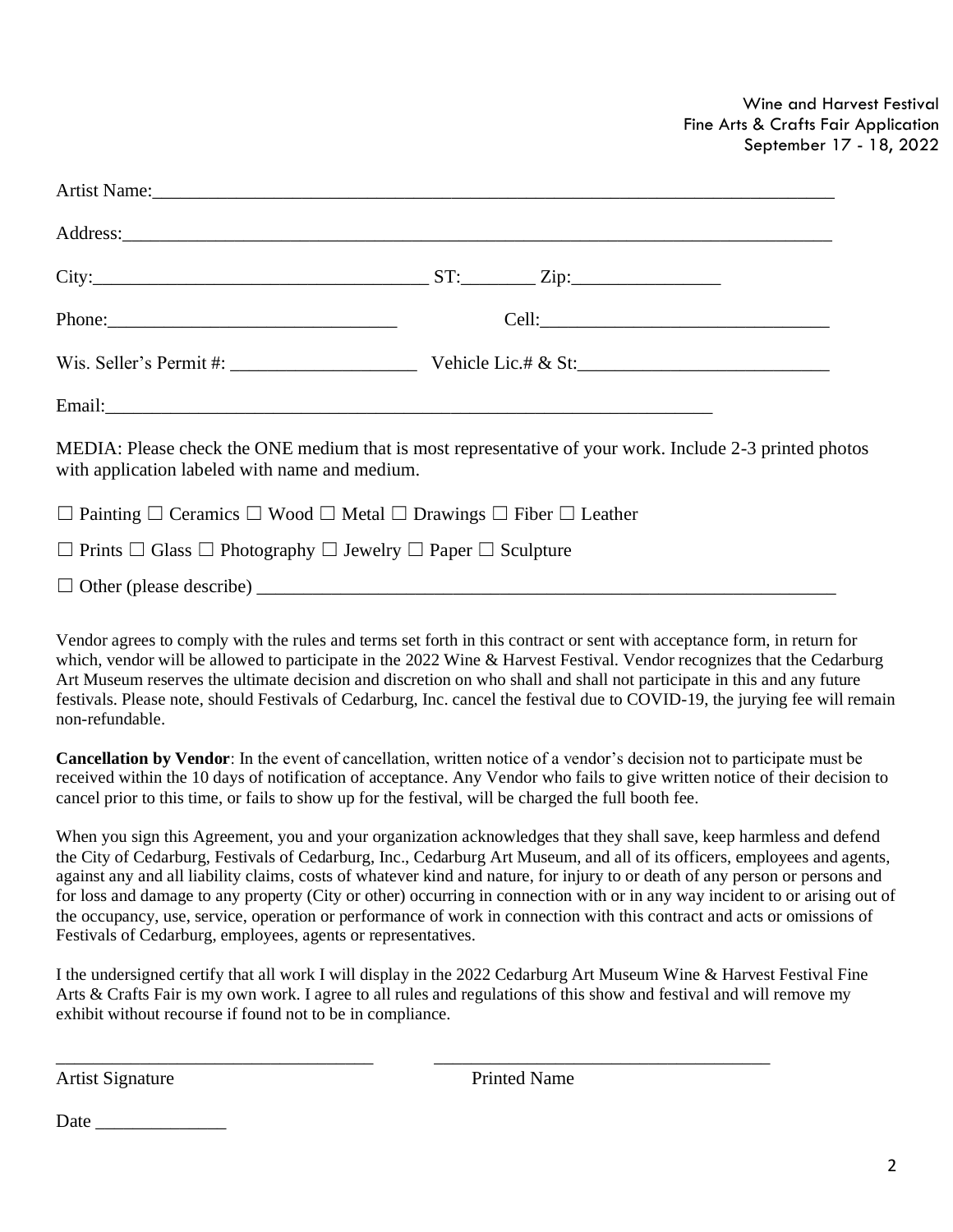Wine and Harvest Festival
Fine Arts & Crafts Fair Application
September 17 - 18, 2022

Artist Name:______________________________________________________________________________

Address:__________________________________________________________________________________

City:_____________________________________ ST:________ Zip:________________

Phone:_______________________________ Cell:_______________________________

Wis. Seller's Permit #: ____________________ Vehicle Lic.# & St:___________________________

Email:____________________________________________________________________

MEDIA: Please check the ONE medium that is most representative of your work. Include 2-3 printed photos with application labeled with name and medium.

☐ Painting ☐ Ceramics ☐ Wood ☐ Metal ☐ Drawings ☐ Fiber ☐ Leather

☐ Prints ☐ Glass ☐ Photography ☐ Jewelry ☐ Paper ☐ Sculpture

☐ Other (please describe) _________________________________________________________________

Vendor agrees to comply with the rules and terms set forth in this contract or sent with acceptance form, in return for which, vendor will be allowed to participate in the 2022 Wine & Harvest Festival. Vendor recognizes that the Cedarburg Art Museum reserves the ultimate decision and discretion on who shall and shall not participate in this and any future festivals. Please note, should Festivals of Cedarburg, Inc. cancel the festival due to COVID-19, the jurying fee will remain non-refundable.

**Cancellation by Vendor**: In the event of cancellation, written notice of a vendor's decision not to participate must be received within the 10 days of notification of acceptance. Any Vendor who fails to give written notice of their decision to cancel prior to this time, or fails to show up for the festival, will be charged the full booth fee.

When you sign this Agreement, you and your organization acknowledges that they shall save, keep harmless and defend the City of Cedarburg, Festivals of Cedarburg, Inc., Cedarburg Art Museum, and all of its officers, employees and agents, against any and all liability claims, costs of whatever kind and nature, for injury to or death of any person or persons and for loss and damage to any property (City or other) occurring in connection with or in any way incident to or arising out of the occupancy, use, service, operation or performance of work in connection with this contract and acts or omissions of Festivals of Cedarburg, employees, agents or representatives.

I the undersigned certify that all work I will display in the 2022 Cedarburg Art Museum Wine & Harvest Festival Fine Arts & Crafts Fair is my own work. I agree to all rules and regulations of this show and festival and will remove my exhibit without recourse if found not to be in compliance.

___________________________________ ___________________________________

Artist Signature Printed Name

Date ______________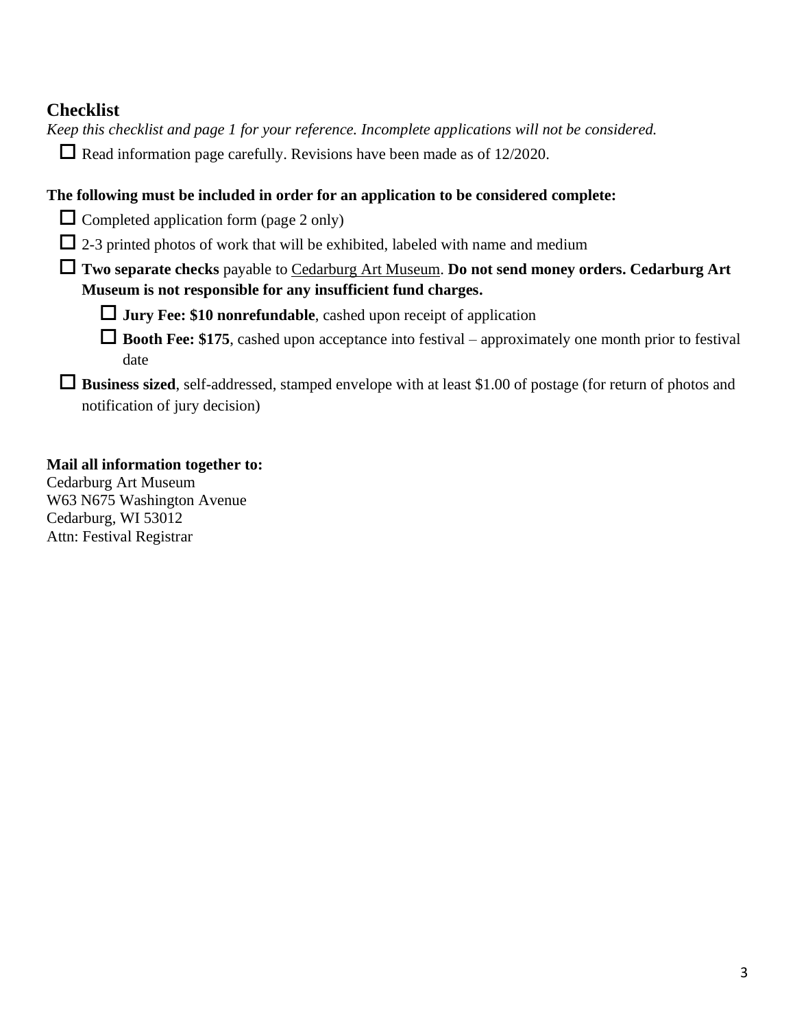## Checklist

*Keep this checklist and page 1 for your reference. Incomplete applications will not be considered.*

- ☐ Read information page carefully. Revisions have been made as of 12/2020.

**The following must be included in order for an application to be considered complete:**

- ☐ Completed application form (page 2 only)
- ☐ 2-3 printed photos of work that will be exhibited, labeled with name and medium
- ☐ **Two separate checks** payable to Cedarburg Art Museum. **Do not send money orders. Cedarburg Art Museum is not responsible for any insufficient fund charges.**
  - ☐ **Jury Fee: $10 nonrefundable**, cashed upon receipt of application
  - ☐ **Booth Fee: $175**, cashed upon acceptance into festival – approximately one month prior to festival date
- ☐ **Business sized**, self-addressed, stamped envelope with at least $1.00 of postage (for return of photos and notification of jury decision)

**Mail all information together to:**
Cedarburg Art Museum
W63 N675 Washington Avenue
Cedarburg, WI 53012
Attn: Festival Registrar